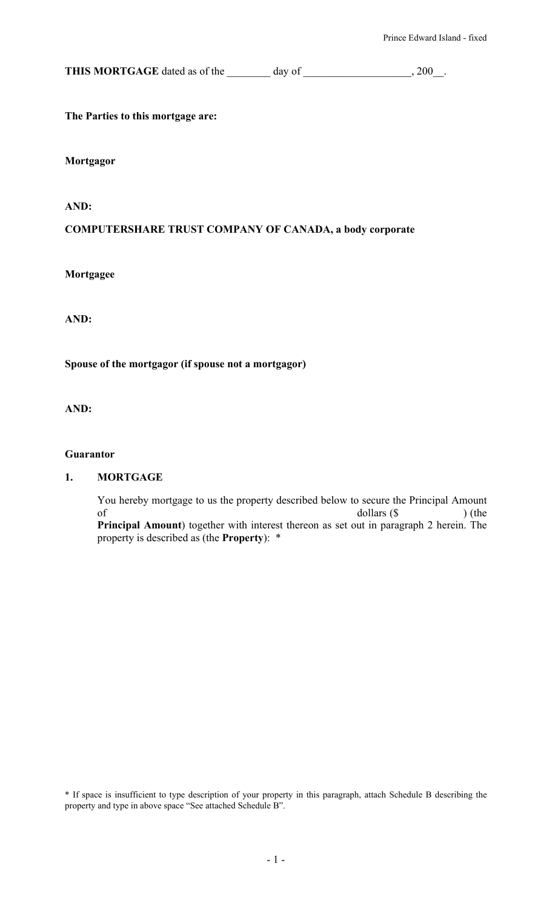Prince Edward Island - fixed

**THIS MORTGAGE** dated as of the ________ day of ___________________, 200__.

**The Parties to this mortgage are:**

**Mortgagor**

**AND:**

**COMPUTERSHARE TRUST COMPANY OF CANADA, a body corporate**

**Mortgagee**

**AND:**

**Spouse of the mortgagor (if spouse not a mortgagor)**

**AND:**

**Guarantor**

## 1. MORTGAGE

You hereby mortgage to us the property described below to secure the Principal Amount of dollars ($ ) (the **Principal Amount**) together with interest thereon as set out in paragraph 2 herein. The property is described as (the **Property**): *

* If space is insufficient to type description of your property in this paragraph, attach Schedule B describing the property and type in above space "See attached Schedule B".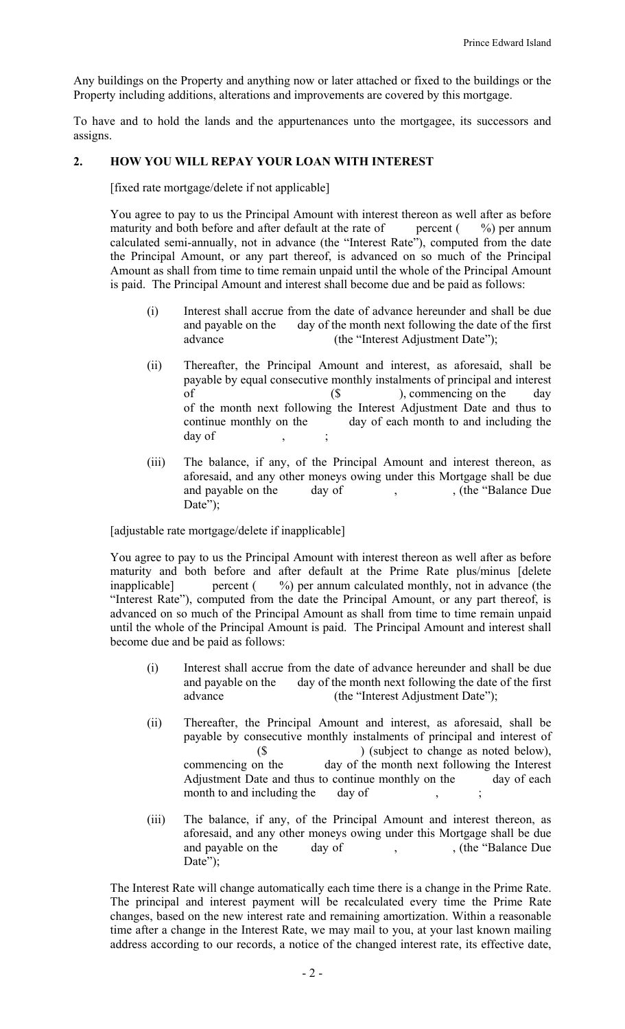Any buildings on the Property and anything now or later attached or fixed to the buildings or the Property including additions, alterations and improvements are covered by this mortgage.

To have and to hold the lands and the appurtenances unto the mortgagee, its successors and assigns.

## 2. HOW YOU WILL REPAY YOUR LOAN WITH INTEREST

[fixed rate mortgage/delete if not applicable]

You agree to pay to us the Principal Amount with interest thereon as well after as before maturity and both before and after default at the rate of percent ( %) per annum calculated semi-annually, not in advance (the "Interest Rate"), computed from the date the Principal Amount, or any part thereof, is advanced on so much of the Principal Amount as shall from time to time remain unpaid until the whole of the Principal Amount is paid. The Principal Amount and interest shall become due and be paid as follows:

(i) Interest shall accrue from the date of advance hereunder and shall be due and payable on the day of the month next following the date of the first advance (the "Interest Adjustment Date");

(ii) Thereafter, the Principal Amount and interest, as aforesaid, shall be payable by equal consecutive monthly instalments of principal and interest of ($ ), commencing on the day of the month next following the Interest Adjustment Date and thus to continue monthly on the day of each month to and including the day of , ;

(iii) The balance, if any, of the Principal Amount and interest thereon, as aforesaid, and any other moneys owing under this Mortgage shall be due and payable on the day of , , (the "Balance Due Date");

[adjustable rate mortgage/delete if inapplicable]

You agree to pay to us the Principal Amount with interest thereon as well after as before maturity and both before and after default at the Prime Rate plus/minus [delete inapplicable] percent ( %) per annum calculated monthly, not in advance (the "Interest Rate"), computed from the date the Principal Amount, or any part thereof, is advanced on so much of the Principal Amount as shall from time to time remain unpaid until the whole of the Principal Amount is paid. The Principal Amount and interest shall become due and be paid as follows:

(i) Interest shall accrue from the date of advance hereunder and shall be due and payable on the day of the month next following the date of the first advance (the "Interest Adjustment Date");

(ii) Thereafter, the Principal Amount and interest, as aforesaid, shall be payable by consecutive monthly instalments of principal and interest of ($ ) (subject to change as noted below), commencing on the day of the month next following the Interest Adjustment Date and thus to continue monthly on the day of each month to and including the day of , ;

(iii) The balance, if any, of the Principal Amount and interest thereon, as aforesaid, and any other moneys owing under this Mortgage shall be due and payable on the day of , , (the "Balance Due Date");

The Interest Rate will change automatically each time there is a change in the Prime Rate. The principal and interest payment will be recalculated every time the Prime Rate changes, based on the new interest rate and remaining amortization. Within a reasonable time after a change in the Interest Rate, we may mail to you, at your last known mailing address according to our records, a notice of the changed interest rate, its effective date,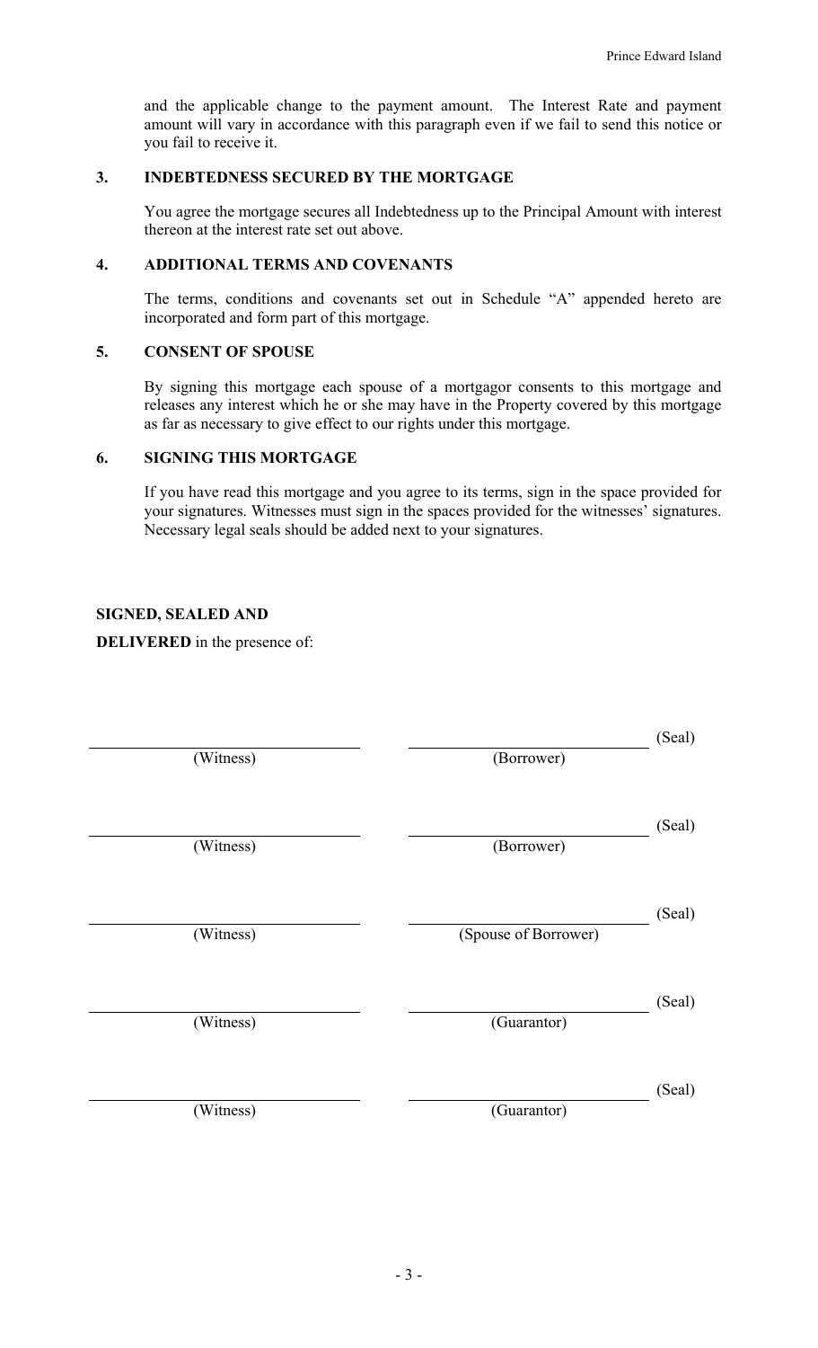and the applicable change to the payment amount. The Interest Rate and payment amount will vary in accordance with this paragraph even if we fail to send this notice or you fail to receive it.

### 3. INDEBTEDNESS SECURED BY THE MORTGAGE

You agree the mortgage secures all Indebtedness up to the Principal Amount with interest thereon at the interest rate set out above.

### 4. ADDITIONAL TERMS AND COVENANTS

The terms, conditions and covenants set out in Schedule "A" appended hereto are incorporated and form part of this mortgage.

### 5. CONSENT OF SPOUSE

By signing this mortgage each spouse of a mortgagor consents to this mortgage and releases any interest which he or she may have in the Property covered by this mortgage as far as necessary to give effect to our rights under this mortgage.

### 6. SIGNING THIS MORTGAGE

If you have read this mortgage and you agree to its terms, sign in the space provided for your signatures. Witnesses must sign in the spaces provided for the witnesses' signatures. Necessary legal seals should be added next to your signatures.

**SIGNED, SEALED AND**

**DELIVERED** in the presence of:

| | | |
|---|---|---|
| ______________________ (Witness) | ______________________ (Borrower) | (Seal) |
| ______________________ (Witness) | ______________________ (Borrower) | (Seal) |
| ______________________ (Witness) | ______________________ (Spouse of Borrower) | (Seal) |
| ______________________ (Witness) | ______________________ (Guarantor) | (Seal) |
| ______________________ (Witness) | ______________________ (Guarantor) | (Seal) |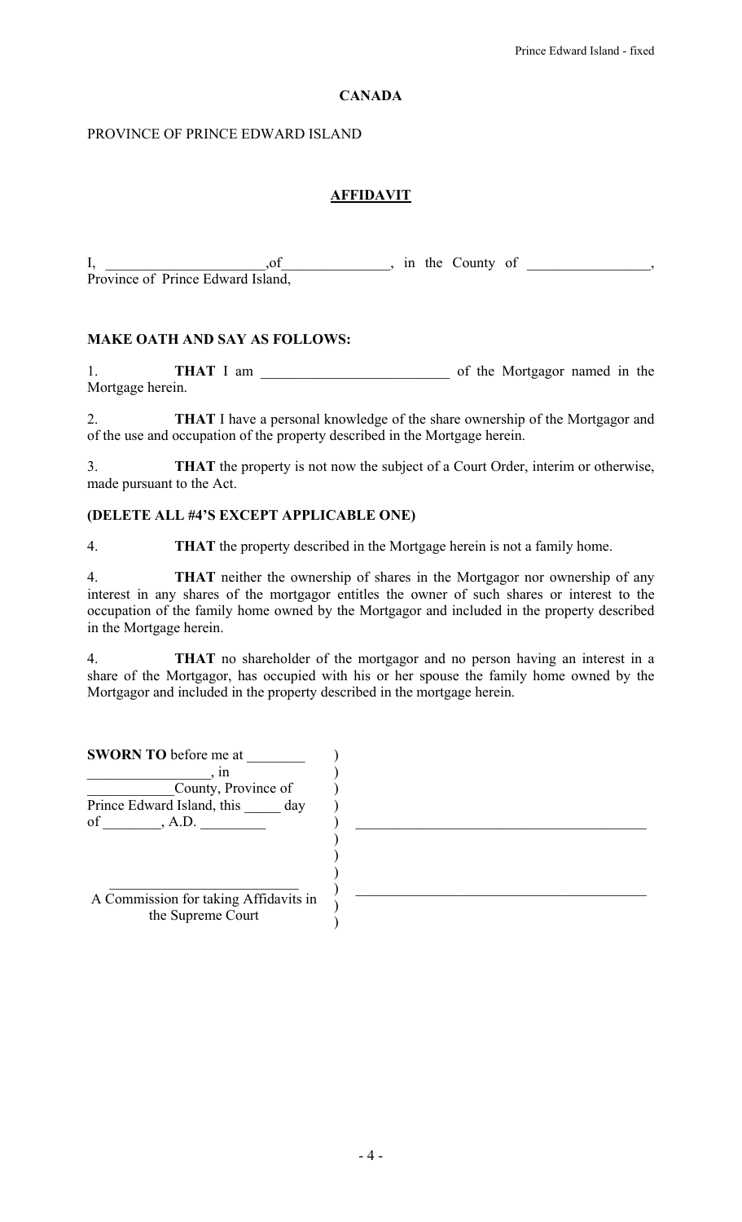**CANADA**

PROVINCE OF PRINCE EDWARD ISLAND

## AFFIDAVIT

I, ______________________,of______________, in the County of ________________, Province of Prince Edward Island,

**MAKE OATH AND SAY AS FOLLOWS:**

1. **THAT** I am _________________________ of the Mortgagor named in the Mortgage herein.

2. **THAT** I have a personal knowledge of the share ownership of the Mortgagor and of the use and occupation of the property described in the Mortgage herein.

3. **THAT** the property is not now the subject of a Court Order, interim or otherwise, made pursuant to the Act.

**(DELETE ALL #4'S EXCEPT APPLICABLE ONE)**

4. **THAT** the property described in the Mortgage herein is not a family home.

4. **THAT** neither the ownership of shares in the Mortgagor nor ownership of any interest in any shares of the mortgagor entitles the owner of such shares or interest to the occupation of the family home owned by the Mortgagor and included in the property described in the Mortgage herein.

4. **THAT** no shareholder of the mortgagor and no person having an interest in a share of the Mortgagor, has occupied with his or her spouse the family home owned by the Mortgagor and included in the property described in the mortgage herein.

**SWORN TO** before me at ________ _________________, in ____________County, Province of Prince Edward Island, this _____ day of ________, A.D. _________ )

_______________________________________

_________________________
A Commission for taking Affidavits in the Supreme Court

_______________________________________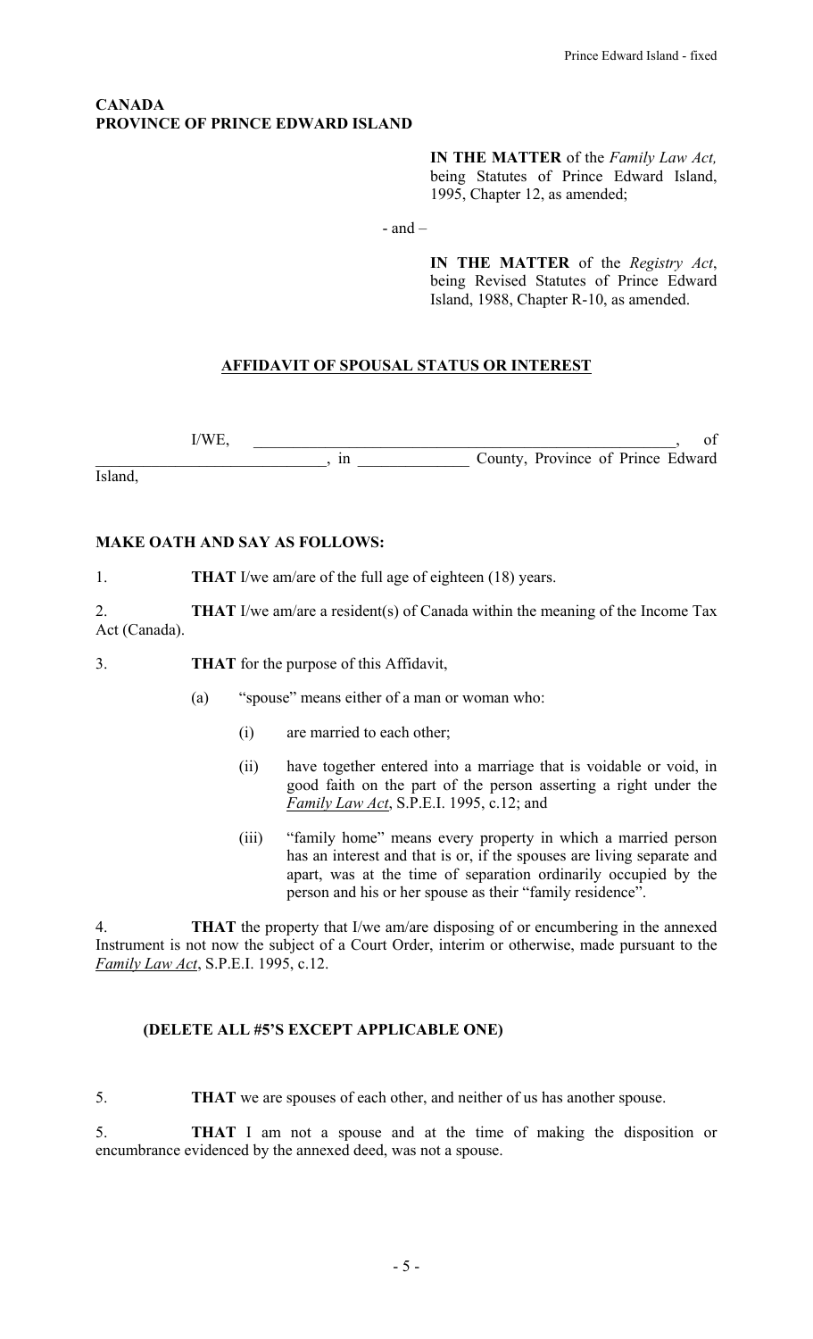**CANADA**
**PROVINCE OF PRINCE EDWARD ISLAND**

> **IN THE MATTER** of the *Family Law Act,* being Statutes of Prince Edward Island, 1995, Chapter 12, as amended;

- and –

> **IN THE MATTER** of the *Registry Act*, being Revised Statutes of Prince Edward Island, 1988, Chapter R-10, as amended.

## AFFIDAVIT OF SPOUSAL STATUS OR INTEREST

I/WE, ______________________________________________________, of ____________________________, in ______________ County, Province of Prince Edward Island,

**MAKE OATH AND SAY AS FOLLOWS:**

1. **THAT** I/we am/are of the full age of eighteen (18) years.

2. **THAT** I/we am/are a resident(s) of Canada within the meaning of the Income Tax Act (Canada).

3. **THAT** for the purpose of this Affidavit,

   (a) "spouse" means either of a man or woman who:

   (i) are married to each other;

   (ii) have together entered into a marriage that is voidable or void, in good faith on the part of the person asserting a right under the *Family Law Act*, S.P.E.I. 1995, c.12; and

   (iii) "family home" means every property in which a married person has an interest and that is or, if the spouses are living separate and apart, was at the time of separation ordinarily occupied by the person and his or her spouse as their "family residence".

4. **THAT** the property that I/we am/are disposing of or encumbering in the annexed Instrument is not now the subject of a Court Order, interim or otherwise, made pursuant to the *Family Law Act*, S.P.E.I. 1995, c.12.

**(DELETE ALL #5'S EXCEPT APPLICABLE ONE)**

5. **THAT** we are spouses of each other, and neither of us has another spouse.

5. **THAT** I am not a spouse and at the time of making the disposition or encumbrance evidenced by the annexed deed, was not a spouse.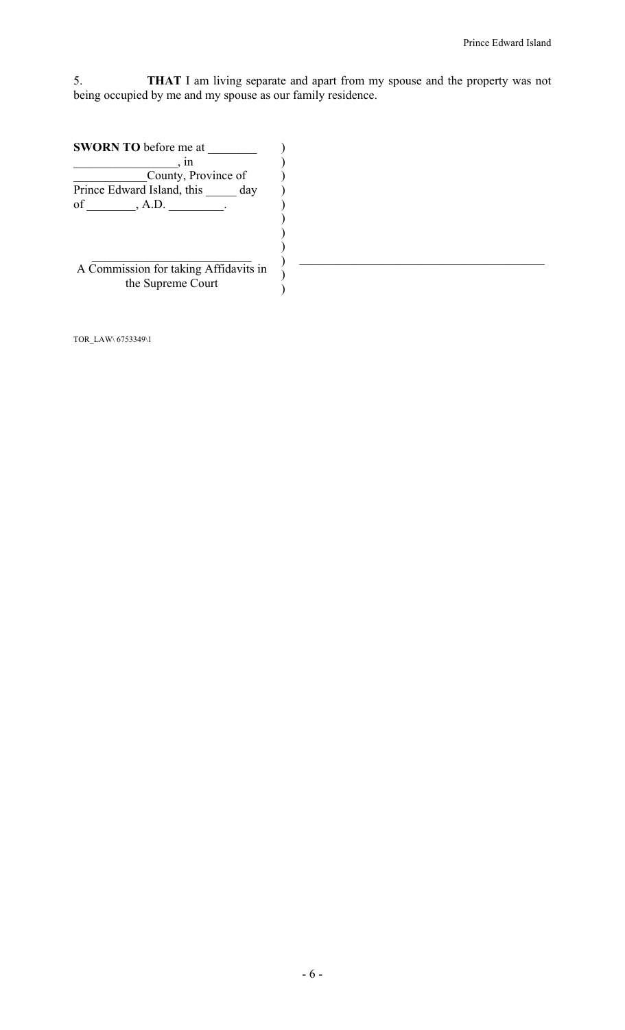5. **THAT** I am living separate and apart from my spouse and the property was not being occupied by me and my spouse as our family residence.

| | | |
|---|---|---|
| **SWORN TO** before me at ________ _________________, in ____________County, Province of Prince Edward Island, this _____ day of ________, A.D. _________. | ) | |
| __________________________ A Commission for taking Affidavits in the Supreme Court | ) | __________________________________________ |

TOR_LAW\ 6753349\1